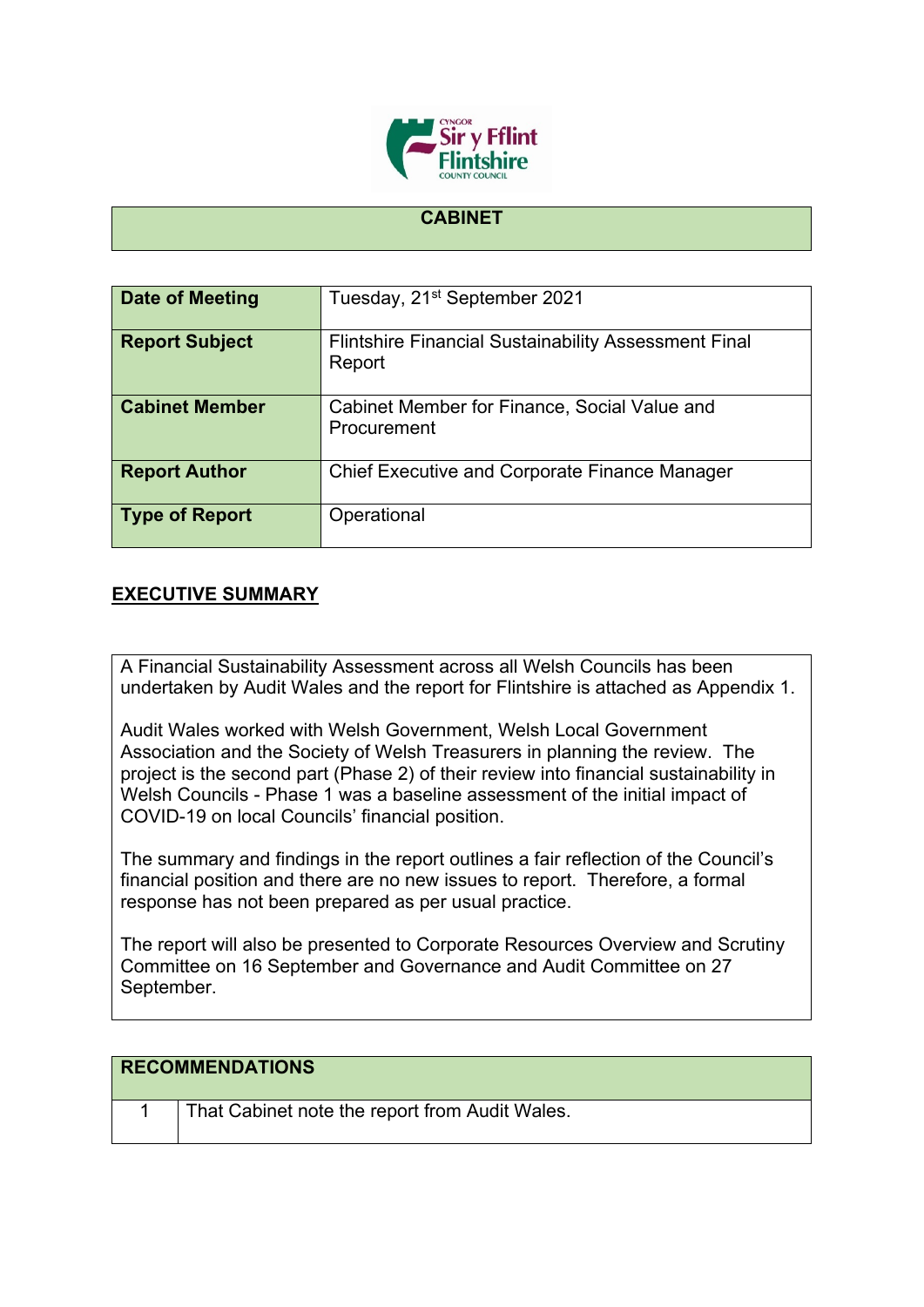# CABINET

| Date of Meeting | Tuesday, 21st September 2021 |
|---|---|
| Report Subject | Flintshire Financial Sustainability Assessment Final Report |
| Cabinet Member | Cabinet Member for Finance, Social Value and Procurement |
| Report Author | Chief Executive and Corporate Finance Manager |
| Type of Report | Operational |

## EXECUTIVE SUMMARY

A Financial Sustainability Assessment across all Welsh Councils has been undertaken by Audit Wales and the report for Flintshire is attached as Appendix 1.

Audit Wales worked with Welsh Government, Welsh Local Government Association and the Society of Welsh Treasurers in planning the review. The project is the second part (Phase 2) of their review into financial sustainability in Welsh Councils - Phase 1 was a baseline assessment of the initial impact of COVID-19 on local Councils' financial position.

The summary and findings in the report outlines a fair reflection of the Council's financial position and there are no new issues to report. Therefore, a formal response has not been prepared as per usual practice.

The report will also be presented to Corporate Resources Overview and Scrutiny Committee on 16 September and Governance and Audit Committee on 27 September.

| RECOMMENDATIONS | |
|---|---|
| 1 | That Cabinet note the report from Audit Wales. |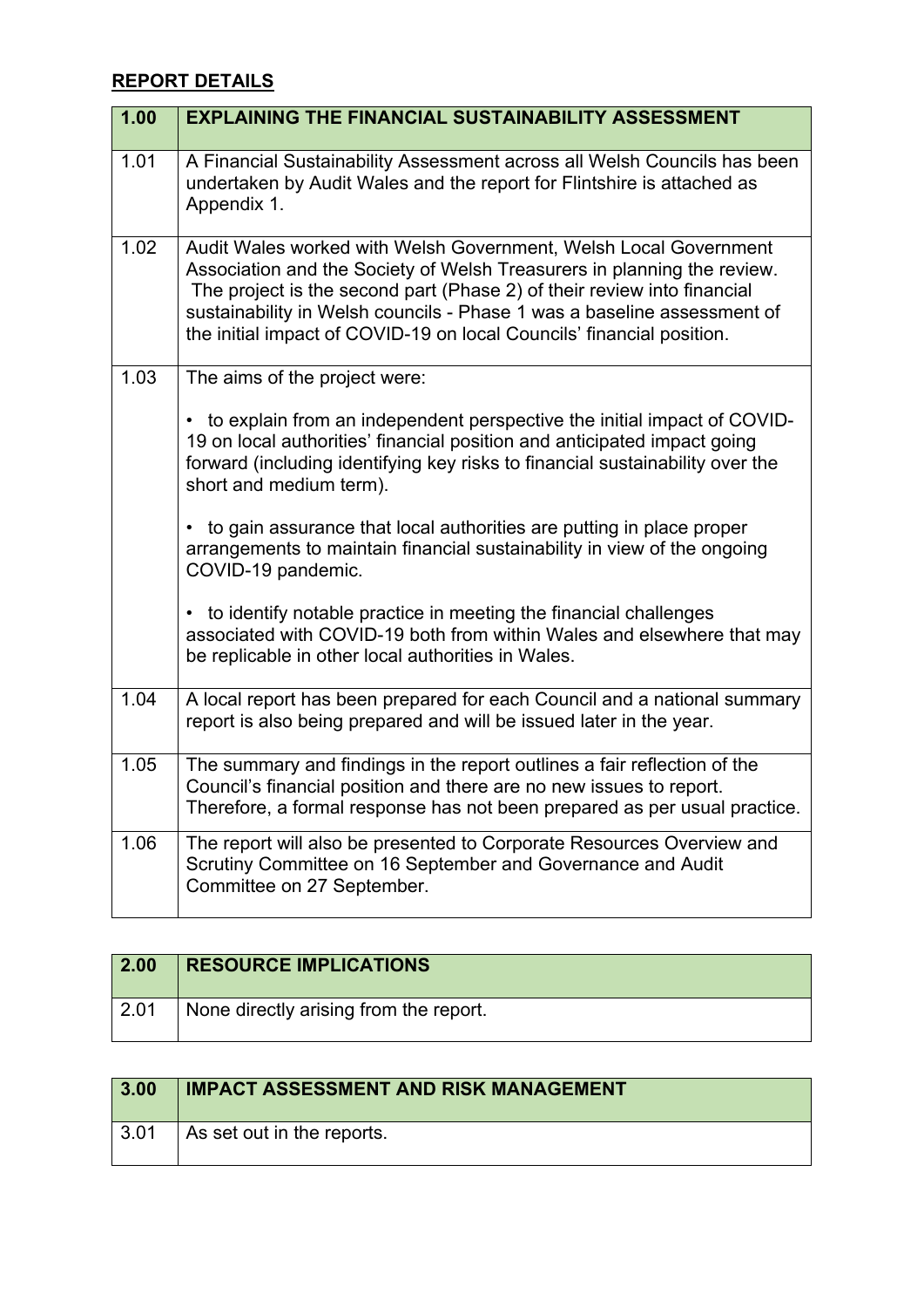## REPORT DETAILS

| 1.00 | EXPLAINING THE FINANCIAL SUSTAINABILITY ASSESSMENT |
|---|---|
| 1.01 | A Financial Sustainability Assessment across all Welsh Councils has been undertaken by Audit Wales and the report for Flintshire is attached as Appendix 1. |
| 1.02 | Audit Wales worked with Welsh Government, Welsh Local Government Association and the Society of Welsh Treasurers in planning the review. The project is the second part (Phase 2) of their review into financial sustainability in Welsh councils - Phase 1 was a baseline assessment of the initial impact of COVID-19 on local Councils' financial position. |
| 1.03 | The aims of the project were:<br><br>• to explain from an independent perspective the initial impact of COVID-19 on local authorities' financial position and anticipated impact going forward (including identifying key risks to financial sustainability over the short and medium term).<br><br>• to gain assurance that local authorities are putting in place proper arrangements to maintain financial sustainability in view of the ongoing COVID-19 pandemic.<br><br>• to identify notable practice in meeting the financial challenges associated with COVID-19 both from within Wales and elsewhere that may be replicable in other local authorities in Wales. |
| 1.04 | A local report has been prepared for each Council and a national summary report is also being prepared and will be issued later in the year. |
| 1.05 | The summary and findings in the report outlines a fair reflection of the Council's financial position and there are no new issues to report. Therefore, a formal response has not been prepared as per usual practice. |
| 1.06 | The report will also be presented to Corporate Resources Overview and Scrutiny Committee on 16 September and Governance and Audit Committee on 27 September. |

| 2.00 | RESOURCE IMPLICATIONS |
|---|---|
| 2.01 | None directly arising from the report. |

| 3.00 | IMPACT ASSESSMENT AND RISK MANAGEMENT |
|---|---|
| 3.01 | As set out in the reports. |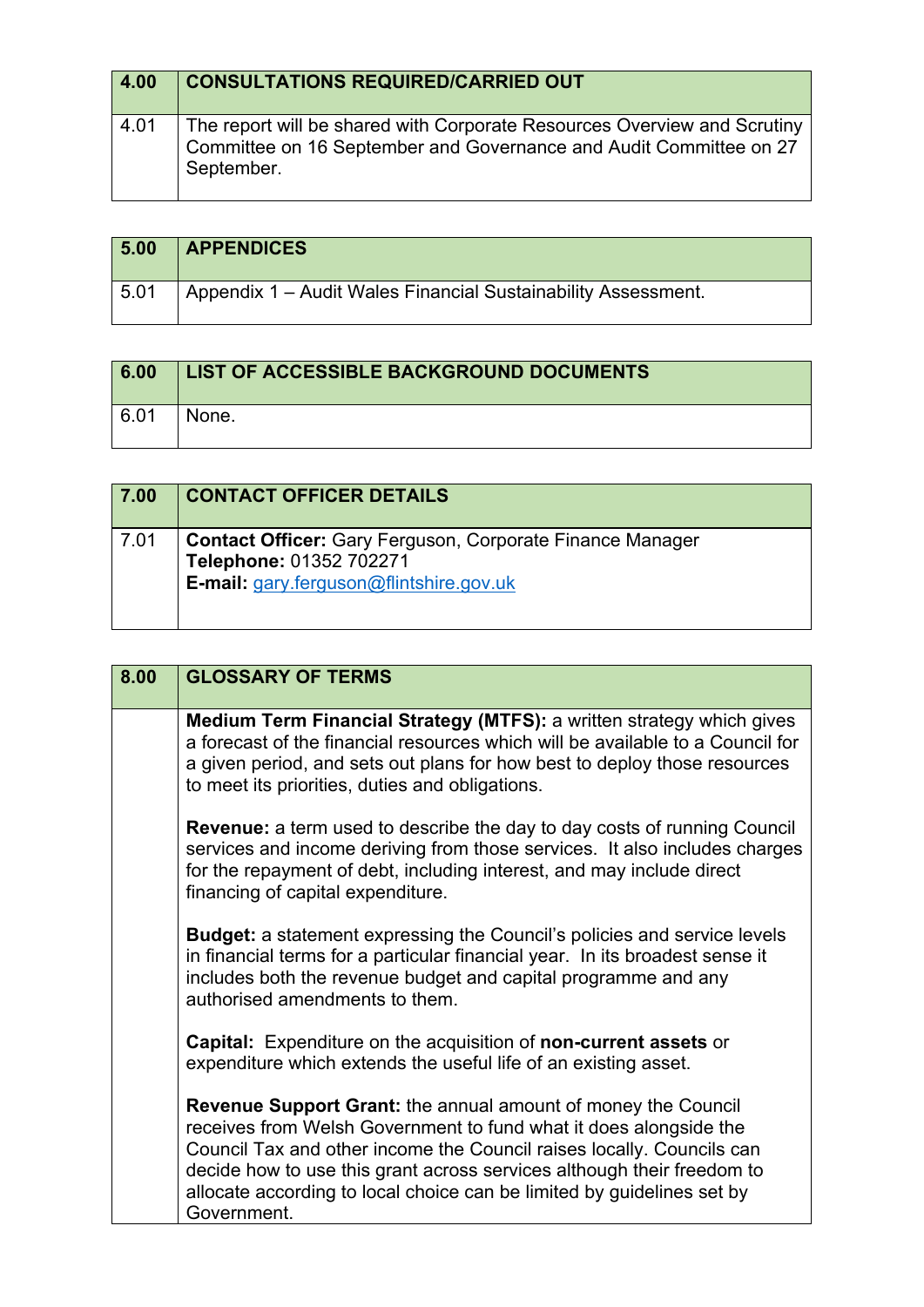| 4.00 | CONSULTATIONS REQUIRED/CARRIED OUT |
|---|---|
| 4.01 | The report will be shared with Corporate Resources Overview and Scrutiny Committee on 16 September and Governance and Audit Committee on 27 September. |

| 5.00 | APPENDICES |
|---|---|
| 5.01 | Appendix 1 – Audit Wales Financial Sustainability Assessment. |

| 6.00 | LIST OF ACCESSIBLE BACKGROUND DOCUMENTS |
|---|---|
| 6.01 | None. |

| 7.00 | CONTACT OFFICER DETAILS |
|---|---|
| 7.01 | **Contact Officer:** Gary Ferguson, Corporate Finance Manager<br>**Telephone:** 01352 702271<br>**E-mail:** gary.ferguson@flintshire.gov.uk |

| 8.00 | GLOSSARY OF TERMS |
|---|---|
| | **Medium Term Financial Strategy (MTFS):** a written strategy which gives a forecast of the financial resources which will be available to a Council for a given period, and sets out plans for how best to deploy those resources to meet its priorities, duties and obligations.<br><br>**Revenue:** a term used to describe the day to day costs of running Council services and income deriving from those services. It also includes charges for the repayment of debt, including interest, and may include direct financing of capital expenditure.<br><br>**Budget:** a statement expressing the Council's policies and service levels in financial terms for a particular financial year. In its broadest sense it includes both the revenue budget and capital programme and any authorised amendments to them.<br><br>**Capital:** Expenditure on the acquisition of **non-current assets** or expenditure which extends the useful life of an existing asset.<br><br>**Revenue Support Grant:** the annual amount of money the Council receives from Welsh Government to fund what it does alongside the Council Tax and other income the Council raises locally. Councils can decide how to use this grant across services although their freedom to allocate according to local choice can be limited by guidelines set by Government. |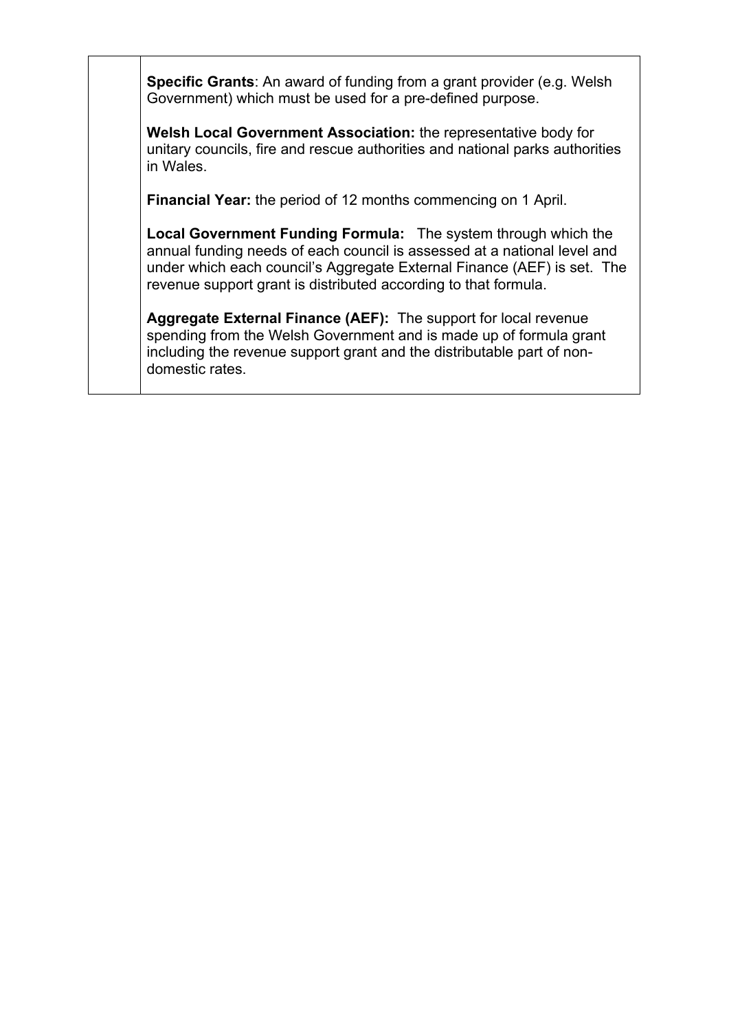**Specific Grants**: An award of funding from a grant provider (e.g. Welsh Government) which must be used for a pre-defined purpose.

**Welsh Local Government Association:** the representative body for unitary councils, fire and rescue authorities and national parks authorities in Wales.

**Financial Year:** the period of 12 months commencing on 1 April.

**Local Government Funding Formula:** The system through which the annual funding needs of each council is assessed at a national level and under which each council's Aggregate External Finance (AEF) is set. The revenue support grant is distributed according to that formula.

**Aggregate External Finance (AEF):** The support for local revenue spending from the Welsh Government and is made up of formula grant including the revenue support grant and the distributable part of non-domestic rates.